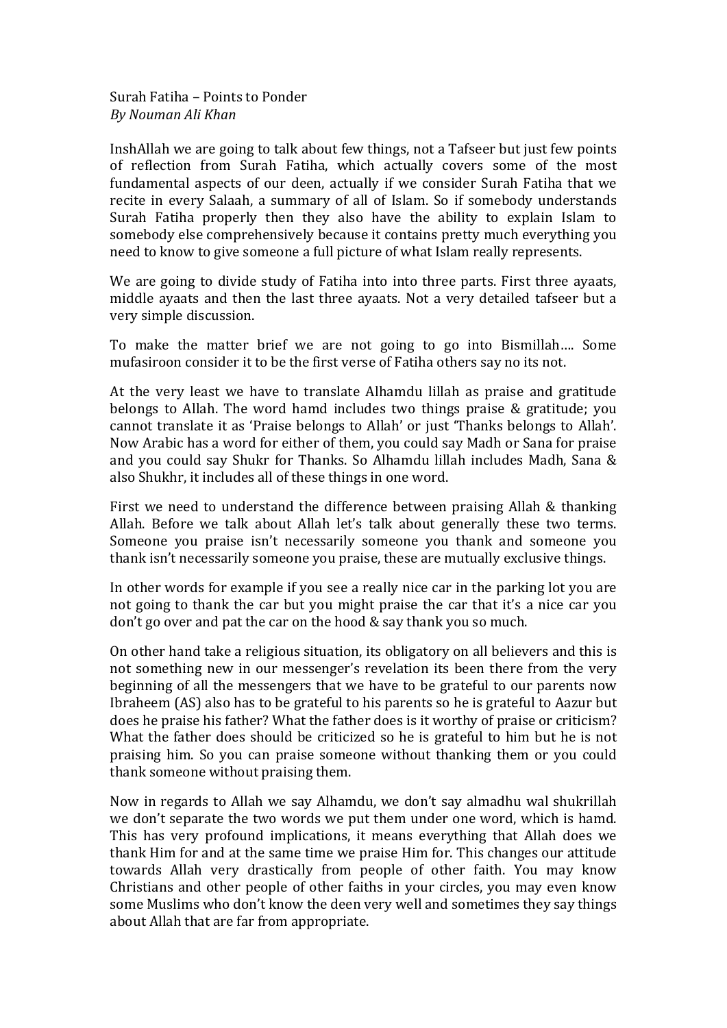Surah Fatiha – Points to Ponder
*By Nouman Ali Khan*

InshAllah we are going to talk about few things, not a Tafseer but just few points of reflection from Surah Fatiha, which actually covers some of the most fundamental aspects of our deen, actually if we consider Surah Fatiha that we recite in every Salaah, a summary of all of Islam. So if somebody understands Surah Fatiha properly then they also have the ability to explain Islam to somebody else comprehensively because it contains pretty much everything you need to know to give someone a full picture of what Islam really represents.

We are going to divide study of Fatiha into into three parts. First three ayaats, middle ayaats and then the last three ayaats. Not a very detailed tafseer but a very simple discussion.

To make the matter brief we are not going to go into Bismillah…. Some mufasiroon consider it to be the first verse of Fatiha others say no its not.

At the very least we have to translate Alhamdu lillah as praise and gratitude belongs to Allah. The word hamd includes two things praise & gratitude; you cannot translate it as 'Praise belongs to Allah' or just 'Thanks belongs to Allah'. Now Arabic has a word for either of them, you could say Madh or Sana for praise and you could say Shukr for Thanks. So Alhamdu lillah includes Madh, Sana & also Shukhr, it includes all of these things in one word.

First we need to understand the difference between praising Allah & thanking Allah. Before we talk about Allah let's talk about generally these two terms. Someone you praise isn't necessarily someone you thank and someone you thank isn't necessarily someone you praise, these are mutually exclusive things.

In other words for example if you see a really nice car in the parking lot you are not going to thank the car but you might praise the car that it's a nice car you don't go over and pat the car on the hood & say thank you so much.

On other hand take a religious situation, its obligatory on all believers and this is not something new in our messenger's revelation its been there from the very beginning of all the messengers that we have to be grateful to our parents now Ibraheem (AS) also has to be grateful to his parents so he is grateful to Aazur but does he praise his father? What the father does is it worthy of praise or criticism? What the father does should be criticized so he is grateful to him but he is not praising him. So you can praise someone without thanking them or you could thank someone without praising them.

Now in regards to Allah we say Alhamdu, we don't say almadhu wal shukrillah we don't separate the two words we put them under one word, which is hamd. This has very profound implications, it means everything that Allah does we thank Him for and at the same time we praise Him for. This changes our attitude towards Allah very drastically from people of other faith. You may know Christians and other people of other faiths in your circles, you may even know some Muslims who don't know the deen very well and sometimes they say things about Allah that are far from appropriate.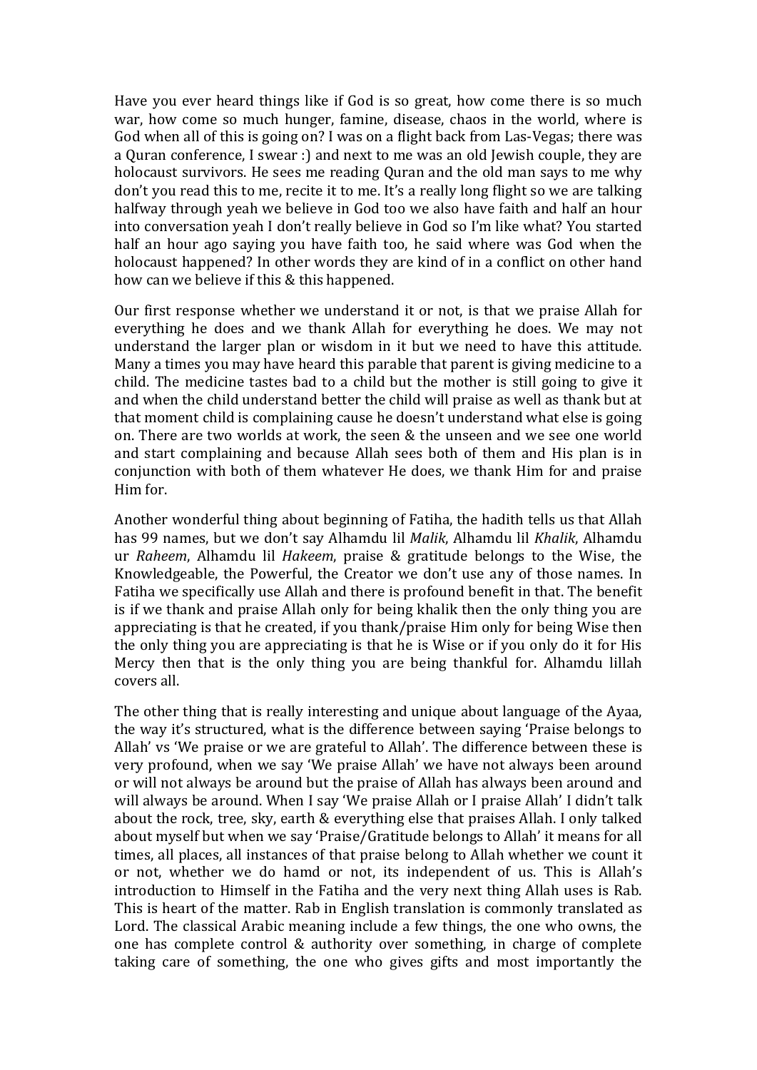Have you ever heard things like if God is so great, how come there is so much war, how come so much hunger, famine, disease, chaos in the world, where is God when all of this is going on? I was on a flight back from Las-Vegas; there was a Quran conference, I swear :) and next to me was an old Jewish couple, they are holocaust survivors. He sees me reading Quran and the old man says to me why don't you read this to me, recite it to me. It's a really long flight so we are talking halfway through yeah we believe in God too we also have faith and half an hour into conversation yeah I don't really believe in God so I'm like what? You started half an hour ago saying you have faith too, he said where was God when the holocaust happened? In other words they are kind of in a conflict on other hand how can we believe if this & this happened.

Our first response whether we understand it or not, is that we praise Allah for everything he does and we thank Allah for everything he does. We may not understand the larger plan or wisdom in it but we need to have this attitude. Many a times you may have heard this parable that parent is giving medicine to a child. The medicine tastes bad to a child but the mother is still going to give it and when the child understand better the child will praise as well as thank but at that moment child is complaining cause he doesn't understand what else is going on. There are two worlds at work, the seen & the unseen and we see one world and start complaining and because Allah sees both of them and His plan is in conjunction with both of them whatever He does, we thank Him for and praise Him for.

Another wonderful thing about beginning of Fatiha, the hadith tells us that Allah has 99 names, but we don't say Alhamdu lil *Malik*, Alhamdu lil *Khalik*, Alhamdu ur *Raheem*, Alhamdu lil *Hakeem*, praise & gratitude belongs to the Wise, the Knowledgeable, the Powerful, the Creator we don't use any of those names. In Fatiha we specifically use Allah and there is profound benefit in that. The benefit is if we thank and praise Allah only for being khalik then the only thing you are appreciating is that he created, if you thank/praise Him only for being Wise then the only thing you are appreciating is that he is Wise or if you only do it for His Mercy then that is the only thing you are being thankful for. Alhamdu lillah covers all.

The other thing that is really interesting and unique about language of the Ayaa, the way it's structured, what is the difference between saying 'Praise belongs to Allah' vs 'We praise or we are grateful to Allah'. The difference between these is very profound, when we say 'We praise Allah' we have not always been around or will not always be around but the praise of Allah has always been around and will always be around. When I say 'We praise Allah or I praise Allah' I didn't talk about the rock, tree, sky, earth & everything else that praises Allah. I only talked about myself but when we say 'Praise/Gratitude belongs to Allah' it means for all times, all places, all instances of that praise belong to Allah whether we count it or not, whether we do hamd or not, its independent of us. This is Allah's introduction to Himself in the Fatiha and the very next thing Allah uses is Rab. This is heart of the matter. Rab in English translation is commonly translated as Lord. The classical Arabic meaning include a few things, the one who owns, the one has complete control & authority over something, in charge of complete taking care of something, the one who gives gifts and most importantly the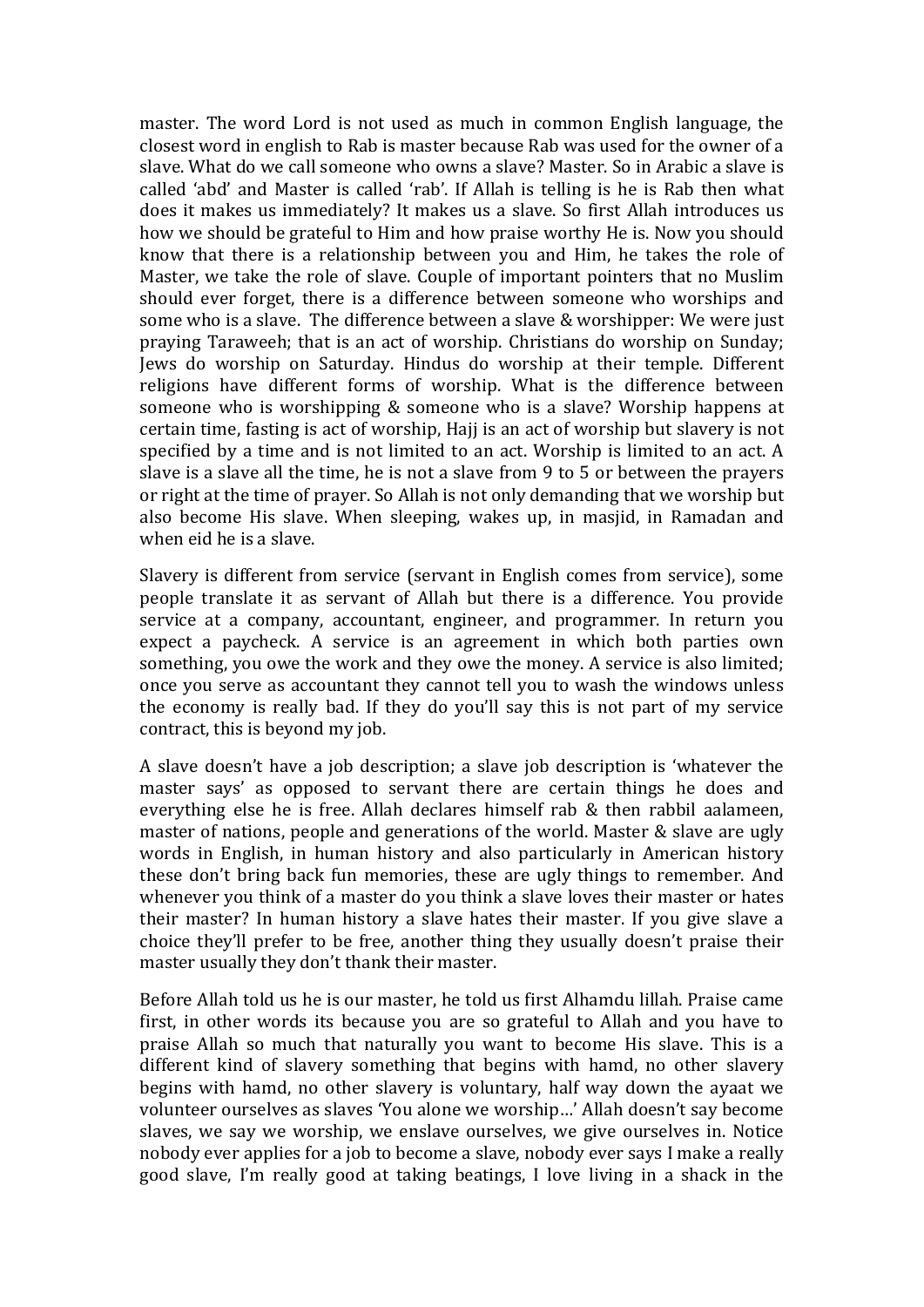master. The word Lord is not used as much in common English language, the closest word in english to Rab is master because Rab was used for the owner of a slave. What do we call someone who owns a slave? Master. So in Arabic a slave is called 'abd' and Master is called 'rab'. If Allah is telling is he is Rab then what does it makes us immediately? It makes us a slave. So first Allah introduces us how we should be grateful to Him and how praise worthy He is. Now you should know that there is a relationship between you and Him, he takes the role of Master, we take the role of slave. Couple of important pointers that no Muslim should ever forget, there is a difference between someone who worships and some who is a slave. The difference between a slave & worshipper: We were just praying Taraweeh; that is an act of worship. Christians do worship on Sunday; Jews do worship on Saturday. Hindus do worship at their temple. Different religions have different forms of worship. What is the difference between someone who is worshipping & someone who is a slave? Worship happens at certain time, fasting is act of worship, Hajj is an act of worship but slavery is not specified by a time and is not limited to an act. Worship is limited to an act. A slave is a slave all the time, he is not a slave from 9 to 5 or between the prayers or right at the time of prayer. So Allah is not only demanding that we worship but also become His slave. When sleeping, wakes up, in masjid, in Ramadan and when eid he is a slave.

Slavery is different from service (servant in English comes from service), some people translate it as servant of Allah but there is a difference. You provide service at a company, accountant, engineer, and programmer. In return you expect a paycheck. A service is an agreement in which both parties own something, you owe the work and they owe the money. A service is also limited; once you serve as accountant they cannot tell you to wash the windows unless the economy is really bad. If they do you'll say this is not part of my service contract, this is beyond my job.

A slave doesn't have a job description; a slave job description is 'whatever the master says' as opposed to servant there are certain things he does and everything else he is free. Allah declares himself rab & then rabbil aalameen, master of nations, people and generations of the world. Master & slave are ugly words in English, in human history and also particularly in American history these don't bring back fun memories, these are ugly things to remember. And whenever you think of a master do you think a slave loves their master or hates their master? In human history a slave hates their master. If you give slave a choice they'll prefer to be free, another thing they usually doesn't praise their master usually they don't thank their master.

Before Allah told us he is our master, he told us first Alhamdu lillah. Praise came first, in other words its because you are so grateful to Allah and you have to praise Allah so much that naturally you want to become His slave. This is a different kind of slavery something that begins with hamd, no other slavery begins with hamd, no other slavery is voluntary, half way down the ayaat we volunteer ourselves as slaves 'You alone we worship…' Allah doesn't say become slaves, we say we worship, we enslave ourselves, we give ourselves in. Notice nobody ever applies for a job to become a slave, nobody ever says I make a really good slave, I'm really good at taking beatings, I love living in a shack in the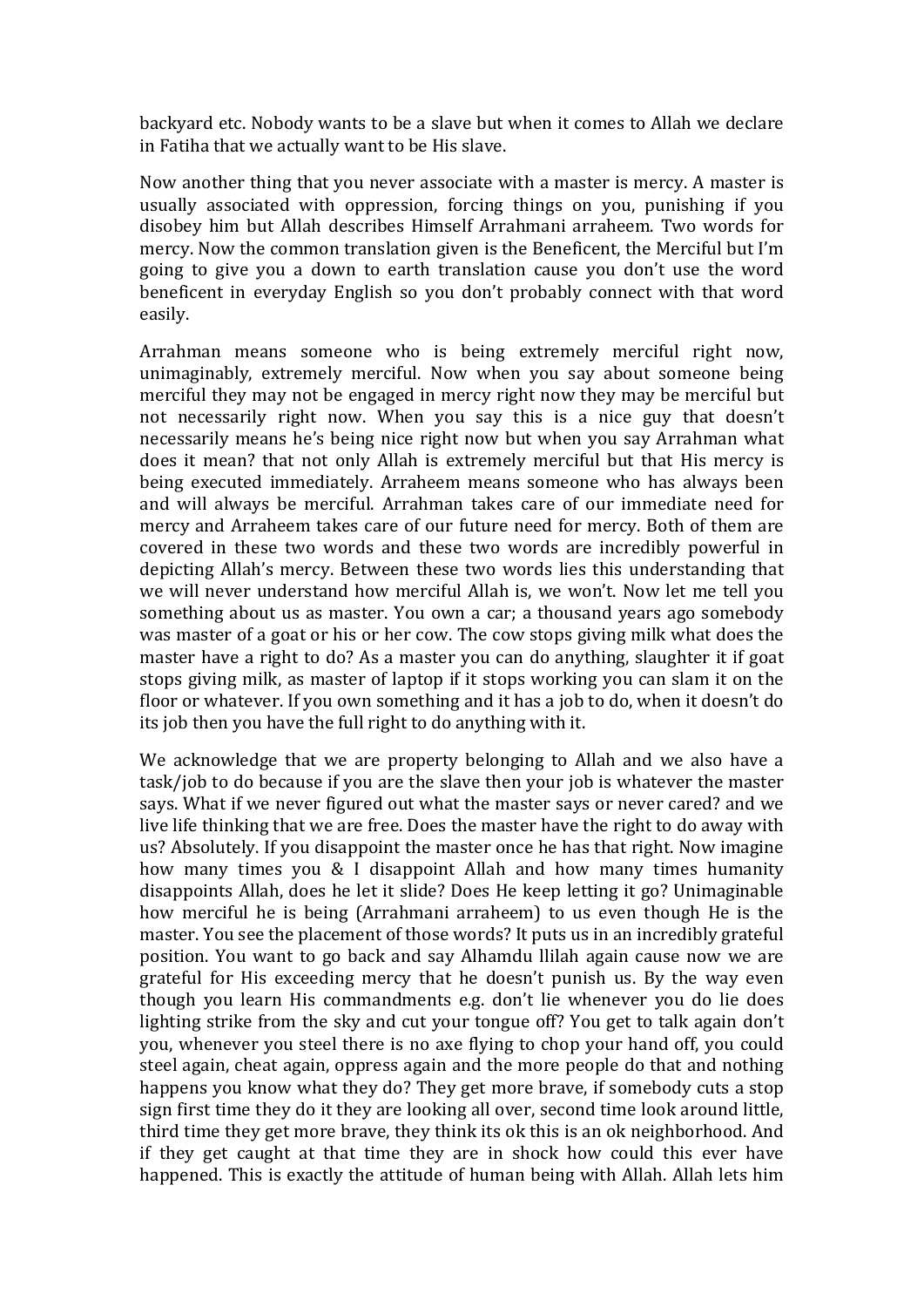backyard etc. Nobody wants to be a slave but when it comes to Allah we declare in Fatiha that we actually want to be His slave.

Now another thing that you never associate with a master is mercy. A master is usually associated with oppression, forcing things on you, punishing if you disobey him but Allah describes Himself Arrahmani arraheem. Two words for mercy. Now the common translation given is the Beneficent, the Merciful but I'm going to give you a down to earth translation cause you don't use the word beneficent in everyday English so you don't probably connect with that word easily.

Arrahman means someone who is being extremely merciful right now, unimaginably, extremely merciful. Now when you say about someone being merciful they may not be engaged in mercy right now they may be merciful but not necessarily right now. When you say this is a nice guy that doesn't necessarily means he's being nice right now but when you say Arrahman what does it mean? that not only Allah is extremely merciful but that His mercy is being executed immediately. Arraheem means someone who has always been and will always be merciful. Arrahman takes care of our immediate need for mercy and Arraheem takes care of our future need for mercy. Both of them are covered in these two words and these two words are incredibly powerful in depicting Allah's mercy. Between these two words lies this understanding that we will never understand how merciful Allah is, we won't. Now let me tell you something about us as master. You own a car; a thousand years ago somebody was master of a goat or his or her cow. The cow stops giving milk what does the master have a right to do? As a master you can do anything, slaughter it if goat stops giving milk, as master of laptop if it stops working you can slam it on the floor or whatever. If you own something and it has a job to do, when it doesn't do its job then you have the full right to do anything with it.

We acknowledge that we are property belonging to Allah and we also have a task/job to do because if you are the slave then your job is whatever the master says. What if we never figured out what the master says or never cared? and we live life thinking that we are free. Does the master have the right to do away with us? Absolutely. If you disappoint the master once he has that right. Now imagine how many times you & I disappoint Allah and how many times humanity disappoints Allah, does he let it slide? Does He keep letting it go? Unimaginable how merciful he is being (Arrahmani arraheem) to us even though He is the master. You see the placement of those words? It puts us in an incredibly grateful position. You want to go back and say Alhamdu llilah again cause now we are grateful for His exceeding mercy that he doesn't punish us. By the way even though you learn His commandments e.g. don't lie whenever you do lie does lighting strike from the sky and cut your tongue off? You get to talk again don't you, whenever you steel there is no axe flying to chop your hand off, you could steel again, cheat again, oppress again and the more people do that and nothing happens you know what they do? They get more brave, if somebody cuts a stop sign first time they do it they are looking all over, second time look around little, third time they get more brave, they think its ok this is an ok neighborhood. And if they get caught at that time they are in shock how could this ever have happened. This is exactly the attitude of human being with Allah. Allah lets him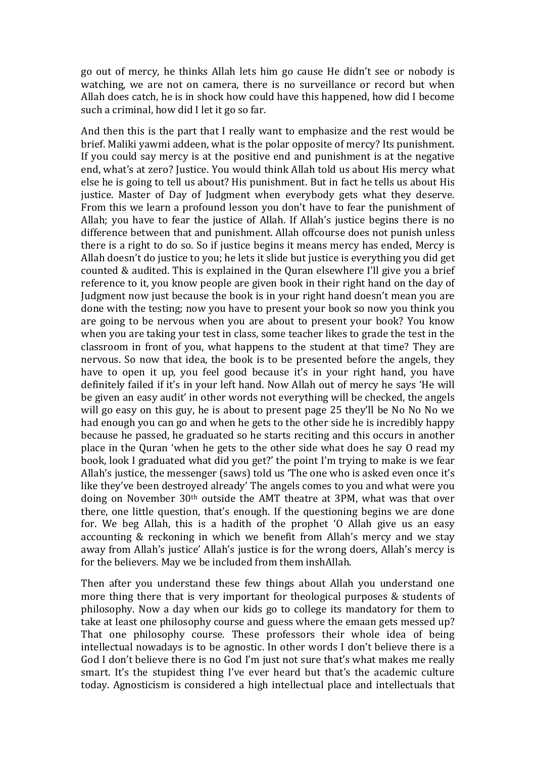go out of mercy, he thinks Allah lets him go cause He didn't see or nobody is watching, we are not on camera, there is no surveillance or record but when Allah does catch, he is in shock how could have this happened, how did I become such a criminal, how did I let it go so far.

And then this is the part that I really want to emphasize and the rest would be brief. Maliki yawmi addeen, what is the polar opposite of mercy? Its punishment. If you could say mercy is at the positive end and punishment is at the negative end, what's at zero? Justice. You would think Allah told us about His mercy what else he is going to tell us about? His punishment. But in fact he tells us about His justice. Master of Day of Judgment when everybody gets what they deserve. From this we learn a profound lesson you don't have to fear the punishment of Allah; you have to fear the justice of Allah. If Allah's justice begins there is no difference between that and punishment. Allah offcourse does not punish unless there is a right to do so. So if justice begins it means mercy has ended, Mercy is Allah doesn't do justice to you; he lets it slide but justice is everything you did get counted & audited. This is explained in the Quran elsewhere I'll give you a brief reference to it, you know people are given book in their right hand on the day of Judgment now just because the book is in your right hand doesn't mean you are done with the testing; now you have to present your book so now you think you are going to be nervous when you are about to present your book? You know when you are taking your test in class, some teacher likes to grade the test in the classroom in front of you, what happens to the student at that time? They are nervous. So now that idea, the book is to be presented before the angels, they have to open it up, you feel good because it's in your right hand, you have definitely failed if it's in your left hand. Now Allah out of mercy he says 'He will be given an easy audit' in other words not everything will be checked, the angels will go easy on this guy, he is about to present page 25 they'll be No No No we had enough you can go and when he gets to the other side he is incredibly happy because he passed, he graduated so he starts reciting and this occurs in another place in the Quran 'when he gets to the other side what does he say O read my book, look I graduated what did you get?' the point I'm trying to make is we fear Allah's justice, the messenger (saws) told us 'The one who is asked even once it's like they've been destroyed already' The angels comes to you and what were you doing on November 30th outside the AMT theatre at 3PM, what was that over there, one little question, that's enough. If the questioning begins we are done for. We beg Allah, this is a hadith of the prophet 'O Allah give us an easy accounting & reckoning in which we benefit from Allah's mercy and we stay away from Allah's justice' Allah's justice is for the wrong doers, Allah's mercy is for the believers. May we be included from them inshAllah.

Then after you understand these few things about Allah you understand one more thing there that is very important for theological purposes & students of philosophy. Now a day when our kids go to college its mandatory for them to take at least one philosophy course and guess where the emaan gets messed up? That one philosophy course. These professors their whole idea of being intellectual nowadays is to be agnostic. In other words I don't believe there is a God I don't believe there is no God I'm just not sure that's what makes me really smart. It's the stupidest thing I've ever heard but that's the academic culture today. Agnosticism is considered a high intellectual place and intellectuals that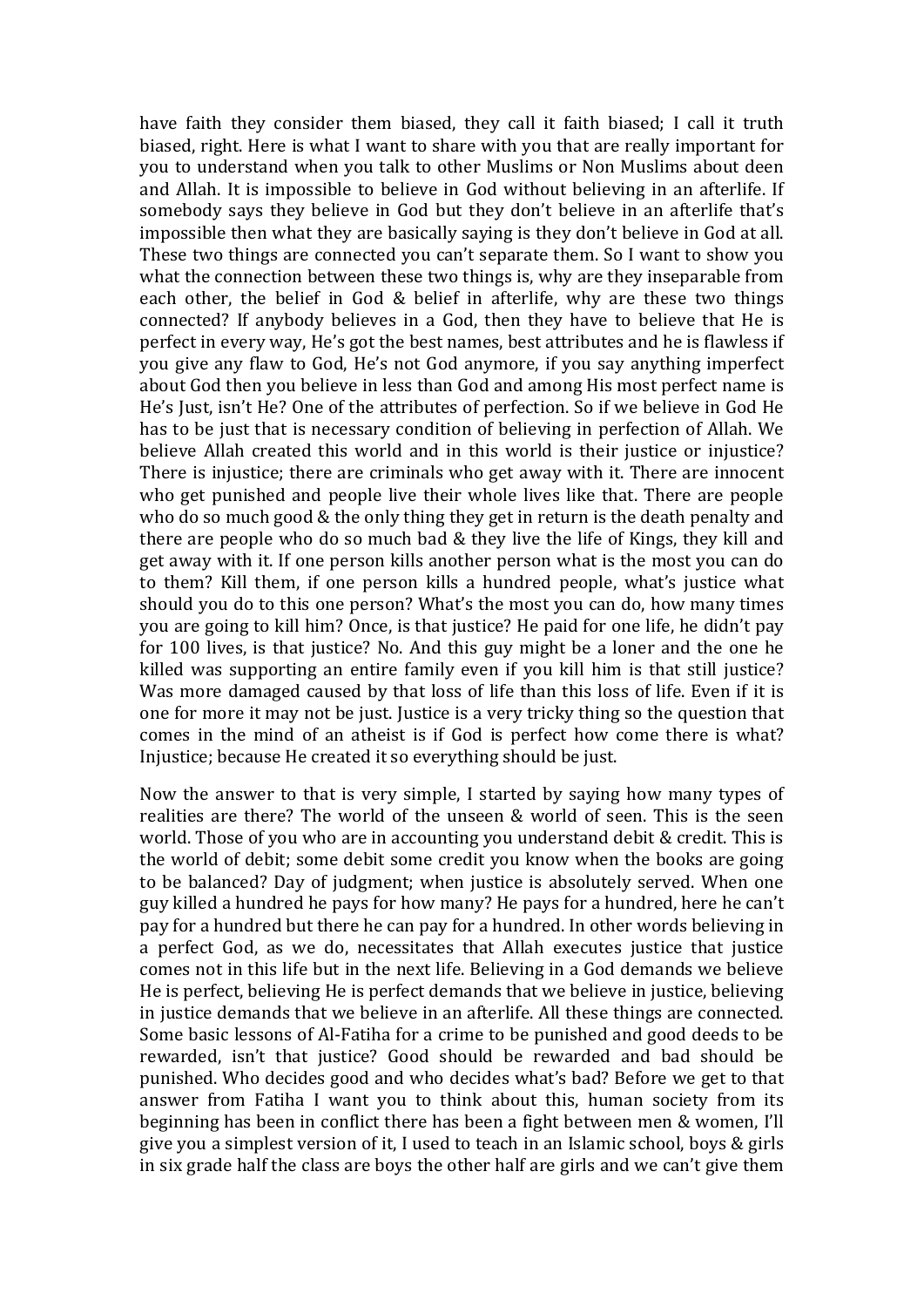have faith they consider them biased, they call it faith biased; I call it truth biased, right. Here is what I want to share with you that are really important for you to understand when you talk to other Muslims or Non Muslims about deen and Allah. It is impossible to believe in God without believing in an afterlife. If somebody says they believe in God but they don't believe in an afterlife that's impossible then what they are basically saying is they don't believe in God at all. These two things are connected you can't separate them. So I want to show you what the connection between these two things is, why are they inseparable from each other, the belief in God & belief in afterlife, why are these two things connected? If anybody believes in a God, then they have to believe that He is perfect in every way, He's got the best names, best attributes and he is flawless if you give any flaw to God, He's not God anymore, if you say anything imperfect about God then you believe in less than God and among His most perfect name is He's Just, isn't He? One of the attributes of perfection. So if we believe in God He has to be just that is necessary condition of believing in perfection of Allah. We believe Allah created this world and in this world is their justice or injustice? There is injustice; there are criminals who get away with it. There are innocent who get punished and people live their whole lives like that. There are people who do so much good & the only thing they get in return is the death penalty and there are people who do so much bad & they live the life of Kings, they kill and get away with it. If one person kills another person what is the most you can do to them? Kill them, if one person kills a hundred people, what's justice what should you do to this one person? What's the most you can do, how many times you are going to kill him? Once, is that justice? He paid for one life, he didn't pay for 100 lives, is that justice? No. And this guy might be a loner and the one he killed was supporting an entire family even if you kill him is that still justice? Was more damaged caused by that loss of life than this loss of life. Even if it is one for more it may not be just. Justice is a very tricky thing so the question that comes in the mind of an atheist is if God is perfect how come there is what? Injustice; because He created it so everything should be just.

Now the answer to that is very simple, I started by saying how many types of realities are there? The world of the unseen & world of seen. This is the seen world. Those of you who are in accounting you understand debit & credit. This is the world of debit; some debit some credit you know when the books are going to be balanced? Day of judgment; when justice is absolutely served. When one guy killed a hundred he pays for how many? He pays for a hundred, here he can't pay for a hundred but there he can pay for a hundred. In other words believing in a perfect God, as we do, necessitates that Allah executes justice that justice comes not in this life but in the next life. Believing in a God demands we believe He is perfect, believing He is perfect demands that we believe in justice, believing in justice demands that we believe in an afterlife. All these things are connected. Some basic lessons of Al-Fatiha for a crime to be punished and good deeds to be rewarded, isn't that justice? Good should be rewarded and bad should be punished. Who decides good and who decides what's bad? Before we get to that answer from Fatiha I want you to think about this, human society from its beginning has been in conflict there has been a fight between men & women, I'll give you a simplest version of it, I used to teach in an Islamic school, boys & girls in six grade half the class are boys the other half are girls and we can't give them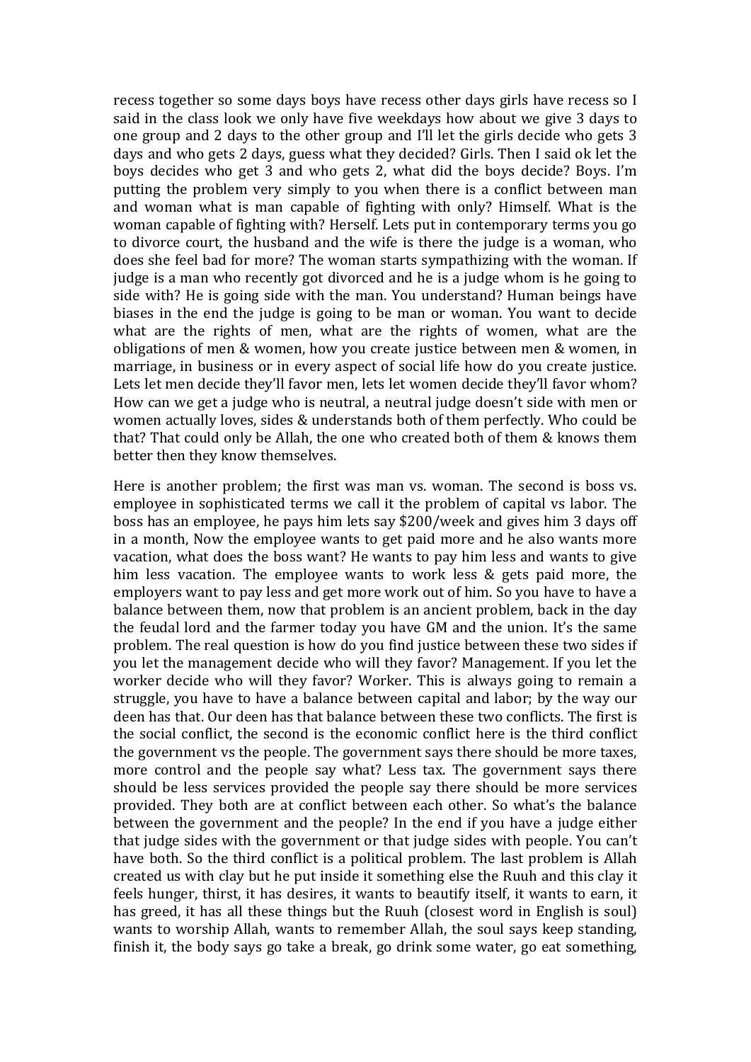recess together so some days boys have recess other days girls have recess so I said in the class look we only have five weekdays how about we give 3 days to one group and 2 days to the other group and I'll let the girls decide who gets 3 days and who gets 2 days, guess what they decided? Girls. Then I said ok let the boys decides who get 3 and who gets 2, what did the boys decide? Boys. I'm putting the problem very simply to you when there is a conflict between man and woman what is man capable of fighting with only? Himself. What is the woman capable of fighting with? Herself. Lets put in contemporary terms you go to divorce court, the husband and the wife is there the judge is a woman, who does she feel bad for more? The woman starts sympathizing with the woman. If judge is a man who recently got divorced and he is a judge whom is he going to side with? He is going side with the man. You understand? Human beings have biases in the end the judge is going to be man or woman. You want to decide what are the rights of men, what are the rights of women, what are the obligations of men & women, how you create justice between men & women, in marriage, in business or in every aspect of social life how do you create justice. Lets let men decide they'll favor men, lets let women decide they'll favor whom? How can we get a judge who is neutral, a neutral judge doesn't side with men or women actually loves, sides & understands both of them perfectly. Who could be that? That could only be Allah, the one who created both of them & knows them better then they know themselves.

Here is another problem; the first was man vs. woman. The second is boss vs. employee in sophisticated terms we call it the problem of capital vs labor. The boss has an employee, he pays him lets say $200/week and gives him 3 days off in a month, Now the employee wants to get paid more and he also wants more vacation, what does the boss want? He wants to pay him less and wants to give him less vacation. The employee wants to work less & gets paid more, the employers want to pay less and get more work out of him. So you have to have a balance between them, now that problem is an ancient problem, back in the day the feudal lord and the farmer today you have GM and the union. It's the same problem. The real question is how do you find justice between these two sides if you let the management decide who will they favor? Management. If you let the worker decide who will they favor? Worker. This is always going to remain a struggle, you have to have a balance between capital and labor; by the way our deen has that. Our deen has that balance between these two conflicts. The first is the social conflict, the second is the economic conflict here is the third conflict the government vs the people. The government says there should be more taxes, more control and the people say what? Less tax. The government says there should be less services provided the people say there should be more services provided. They both are at conflict between each other. So what's the balance between the government and the people? In the end if you have a judge either that judge sides with the government or that judge sides with people. You can't have both. So the third conflict is a political problem. The last problem is Allah created us with clay but he put inside it something else the Ruuh and this clay it feels hunger, thirst, it has desires, it wants to beautify itself, it wants to earn, it has greed, it has all these things but the Ruuh (closest word in English is soul) wants to worship Allah, wants to remember Allah, the soul says keep standing, finish it, the body says go take a break, go drink some water, go eat something,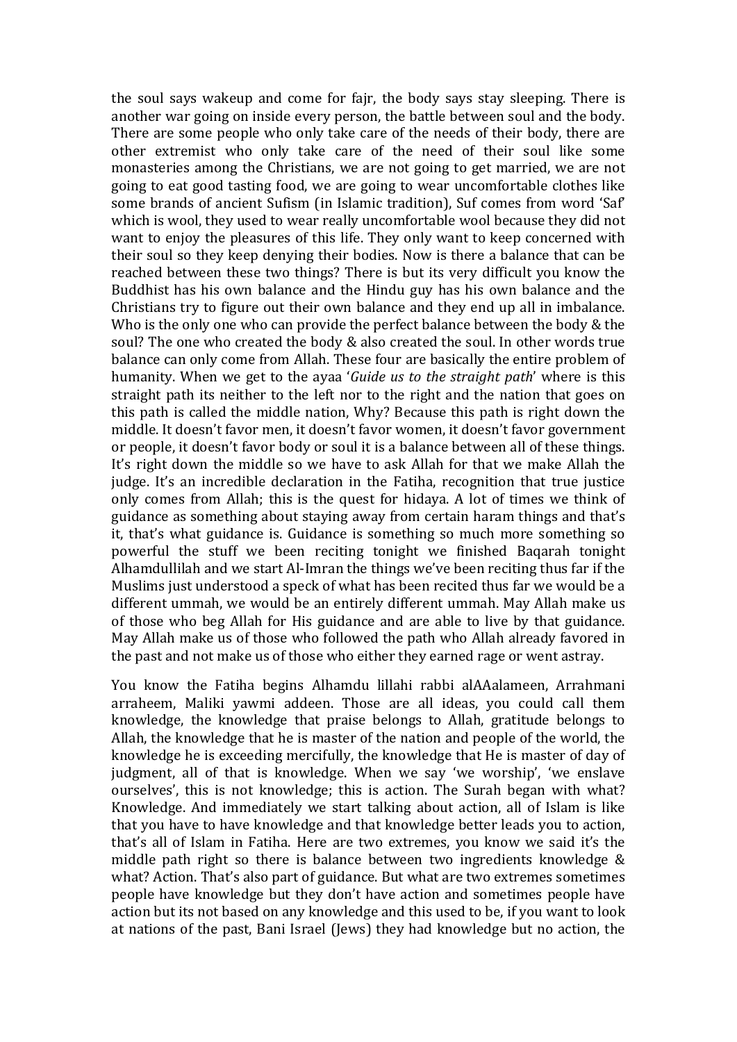the soul says wakeup and come for fajr, the body says stay sleeping. There is another war going on inside every person, the battle between soul and the body. There are some people who only take care of the needs of their body, there are other extremist who only take care of the need of their soul like some monasteries among the Christians, we are not going to get married, we are not going to eat good tasting food, we are going to wear uncomfortable clothes like some brands of ancient Sufism (in Islamic tradition), Suf comes from word 'Saf' which is wool, they used to wear really uncomfortable wool because they did not want to enjoy the pleasures of this life. They only want to keep concerned with their soul so they keep denying their bodies. Now is there a balance that can be reached between these two things? There is but its very difficult you know the Buddhist has his own balance and the Hindu guy has his own balance and the Christians try to figure out their own balance and they end up all in imbalance. Who is the only one who can provide the perfect balance between the body & the soul? The one who created the body & also created the soul. In other words true balance can only come from Allah. These four are basically the entire problem of humanity. When we get to the ayaa '*Guide us to the straight path*' where is this straight path its neither to the left nor to the right and the nation that goes on this path is called the middle nation, Why? Because this path is right down the middle. It doesn't favor men, it doesn't favor women, it doesn't favor government or people, it doesn't favor body or soul it is a balance between all of these things. It's right down the middle so we have to ask Allah for that we make Allah the judge. It's an incredible declaration in the Fatiha, recognition that true justice only comes from Allah; this is the quest for hidaya. A lot of times we think of guidance as something about staying away from certain haram things and that's it, that's what guidance is. Guidance is something so much more something so powerful the stuff we been reciting tonight we finished Baqarah tonight Alhamdullilah and we start Al-Imran the things we've been reciting thus far if the Muslims just understood a speck of what has been recited thus far we would be a different ummah, we would be an entirely different ummah. May Allah make us of those who beg Allah for His guidance and are able to live by that guidance. May Allah make us of those who followed the path who Allah already favored in the past and not make us of those who either they earned rage or went astray.

You know the Fatiha begins Alhamdu lillahi rabbi alAAalameen, Arrahmani arraheem, Maliki yawmi addeen. Those are all ideas, you could call them knowledge, the knowledge that praise belongs to Allah, gratitude belongs to Allah, the knowledge that he is master of the nation and people of the world, the knowledge he is exceeding mercifully, the knowledge that He is master of day of judgment, all of that is knowledge. When we say 'we worship', 'we enslave ourselves', this is not knowledge; this is action. The Surah began with what? Knowledge. And immediately we start talking about action, all of Islam is like that you have to have knowledge and that knowledge better leads you to action, that's all of Islam in Fatiha. Here are two extremes, you know we said it's the middle path right so there is balance between two ingredients knowledge & what? Action. That's also part of guidance. But what are two extremes sometimes people have knowledge but they don't have action and sometimes people have action but its not based on any knowledge and this used to be, if you want to look at nations of the past, Bani Israel (Jews) they had knowledge but no action, the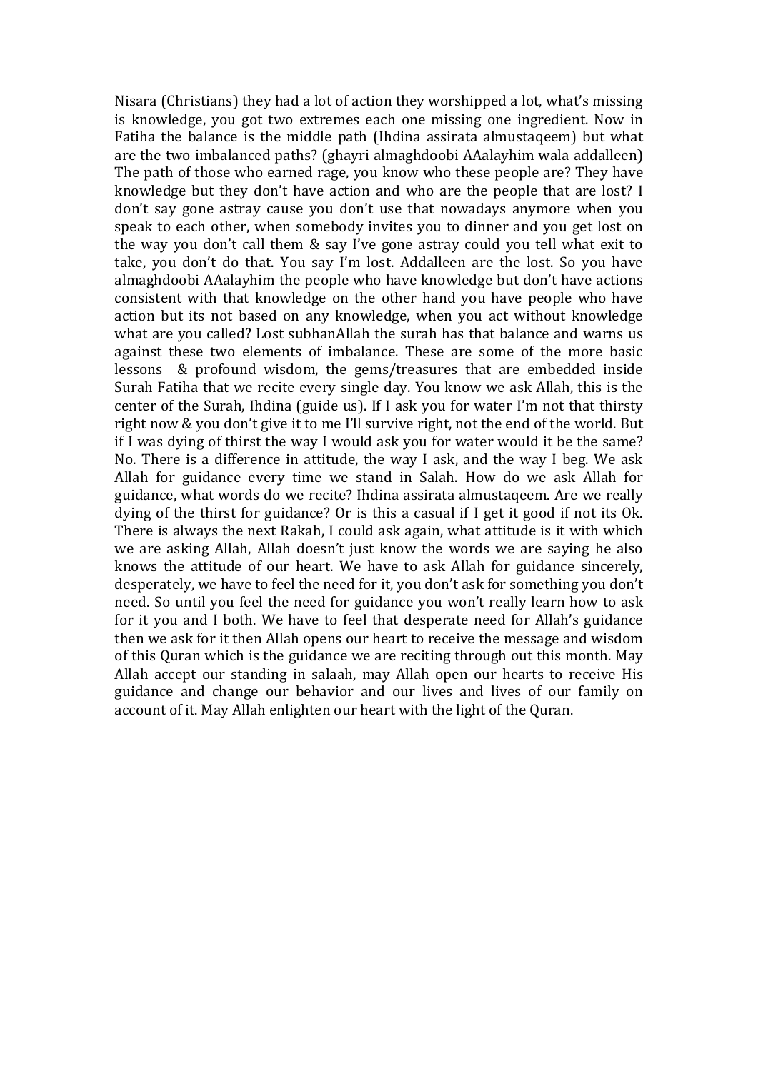Nisara (Christians) they had a lot of action they worshipped a lot, what's missing is knowledge, you got two extremes each one missing one ingredient. Now in Fatiha the balance is the middle path (Ihdina assirata almustaqeem) but what are the two imbalanced paths? (ghayri almaghdoobi AAalayhim wala addalleen) The path of those who earned rage, you know who these people are? They have knowledge but they don't have action and who are the people that are lost? I don't say gone astray cause you don't use that nowadays anymore when you speak to each other, when somebody invites you to dinner and you get lost on the way you don't call them & say I've gone astray could you tell what exit to take, you don't do that. You say I'm lost. Addalleen are the lost. So you have almaghdoobi AAalayhim the people who have knowledge but don't have actions consistent with that knowledge on the other hand you have people who have action but its not based on any knowledge, when you act without knowledge what are you called? Lost subhanAllah the surah has that balance and warns us against these two elements of imbalance. These are some of the more basic lessons & profound wisdom, the gems/treasures that are embedded inside Surah Fatiha that we recite every single day. You know we ask Allah, this is the center of the Surah, Ihdina (guide us). If I ask you for water I'm not that thirsty right now & you don't give it to me I'll survive right, not the end of the world. But if I was dying of thirst the way I would ask you for water would it be the same? No. There is a difference in attitude, the way I ask, and the way I beg. We ask Allah for guidance every time we stand in Salah. How do we ask Allah for guidance, what words do we recite? Ihdina assirata almustaqeem. Are we really dying of the thirst for guidance? Or is this a casual if I get it good if not its Ok. There is always the next Rakah, I could ask again, what attitude is it with which we are asking Allah, Allah doesn't just know the words we are saying he also knows the attitude of our heart. We have to ask Allah for guidance sincerely, desperately, we have to feel the need for it, you don't ask for something you don't need. So until you feel the need for guidance you won't really learn how to ask for it you and I both. We have to feel that desperate need for Allah's guidance then we ask for it then Allah opens our heart to receive the message and wisdom of this Quran which is the guidance we are reciting through out this month. May Allah accept our standing in salaah, may Allah open our hearts to receive His guidance and change our behavior and our lives and lives of our family on account of it. May Allah enlighten our heart with the light of the Quran.